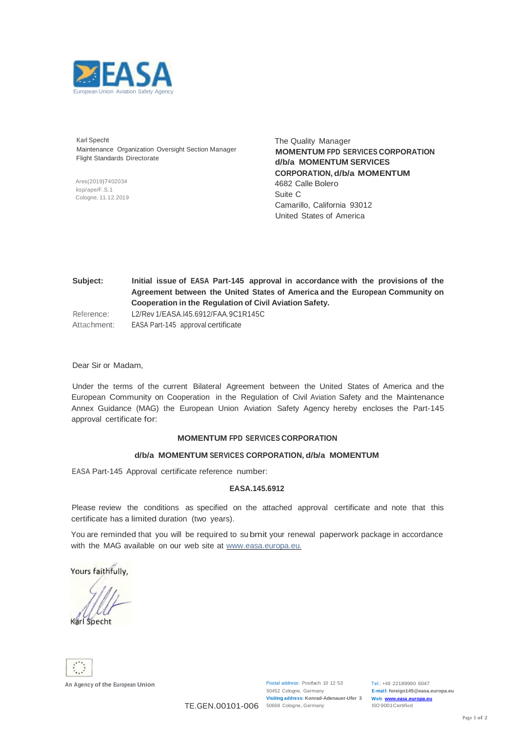EASA

European Union Aviation Safety Agency

Karl Specht
Maintenance Organization Oversight Section Manager
Flight Standards Directorate

Ares(2019)7402034
ksp/ape/F.S.1
Cologne, 11.12.2019

The Quality Manager
**MOMENTUM FPD SERVICES CORPORATION**
**d/b/a MOMENTUM SERVICES**
**CORPORATION, d/b/a MOMENTUM**
4682 Calle Bolero
Suite C
Camarillo, California 93012
United States of America

| | |
|---|---|
| **Subject:** | **Initial issue of EASA Part-145 approval in accordance with the provisions of the Agreement between the United States of America and the European Community on Cooperation in the Regulation of Civil Aviation Safety.** |
| Reference: | L2/Rev 1/EASA.I45.6912/FAA.9C1R145C |
| Attachment: | EASA Part-145 approval certificate |

Dear Sir or Madam,

Under the terms of the current Bilateral Agreement between the United States of America and the European Community on Cooperation in the Regulation of Civil Aviation Safety and the Maintenance Annex Guidance (MAG) the European Union Aviation Safety Agency hereby encloses the Part-145 approval certificate for:

**MOMENTUM FPD SERVICES CORPORATION**

**d/b/a MOMENTUM SERVICES CORPORATION, d/b/a MOMENTUM**

EASA Part-145 Approval certificate reference number:

**EASA.145.6912**

Please review the conditions as specified on the attached approval certificate and note that this certificate has a limited duration (two years).

You are reminded that you will be required to submit your renewal paperwork package in accordance with the MAG available on our web site at www.easa.europa.eu.

Yours faithfully,

Karl Specht

An Agency of the European Union

TE.GEN.00101-006

Postal address: Postfach 10 12 53
50452 Cologne, Germany
Visiting address: Konrad-Adenauer-Ufer 3
50668 Cologne, Germany

Tel.: +49 22189990 6047
E-mail: foreign145@easa.europa.eu
Web: www.easa.europa.eu
ISO 9001 Certified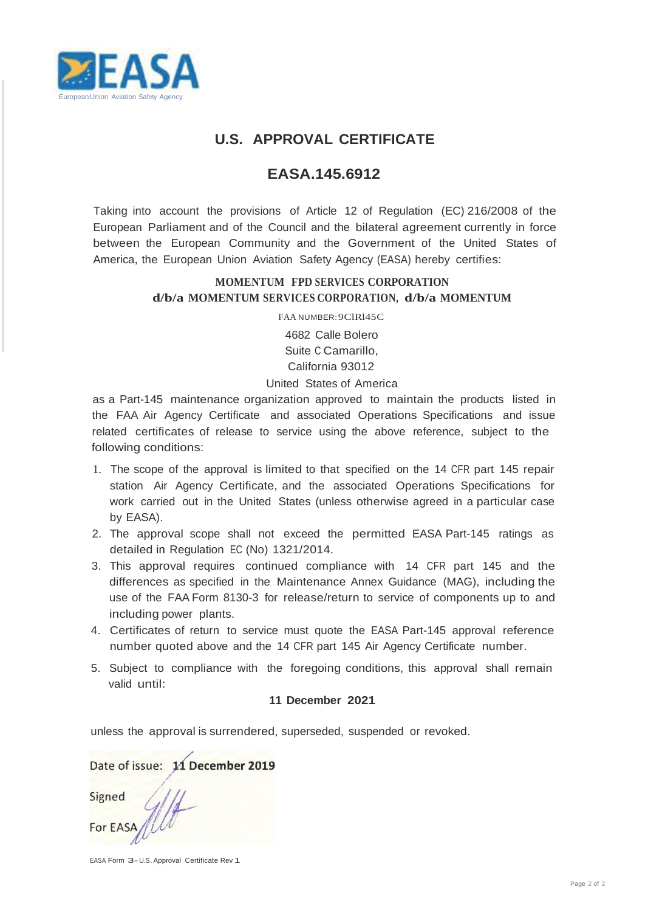EASA

European Union Aviation Safety Agency

# U.S. APPROVAL CERTIFICATE

## EASA.145.6912

Taking into account the provisions of Article 12 of Regulation (EC) 216/2008 of the European Parliament and of the Council and the bilateral agreement currently in force between the European Community and the Government of the United States of America, the European Union Aviation Safety Agency (EASA) hereby certifies:

**MOMENTUM FPD SERVICES CORPORATION**
**d/b/a MOMENTUM SERVICES CORPORATION, d/b/a MOMENTUM**

FAA NUMBER: 9ClRl45C

4682 Calle Bolero
Suite C Camarillo,
California 93012
United States of America

as a Part-145 maintenance organization approved to maintain the products listed in the FAA Air Agency Certificate and associated Operations Specifications and issue related certificates of release to service using the above reference, subject to the following conditions:

1. The scope of the approval is limited to that specified on the 14 CFR part 145 repair station Air Agency Certificate, and the associated Operations Specifications for work carried out in the United States (unless otherwise agreed in a particular case by EASA).
2. The approval scope shall not exceed the permitted EASA Part-145 ratings as detailed in Regulation EC (No) 1321/2014.
3. This approval requires continued compliance with 14 CFR part 145 and the differences as specified in the Maintenance Annex Guidance (MAG), including the use of the FAA Form 8130-3 for release/return to service of components up to and including power plants.
4. Certificates of return to service must quote the EASA Part-145 approval reference number quoted above and the 14 CFR part 145 Air Agency Certificate number.
5. Subject to compliance with the foregoing conditions, this approval shall remain valid until:

**11 December 2021**

unless the approval is surrendered, superseded, suspended or revoked.

Date of issue: **11 December 2019**

Signed

For EASA

EASA Form 3 - U.S. Approval Certificate Rev 1